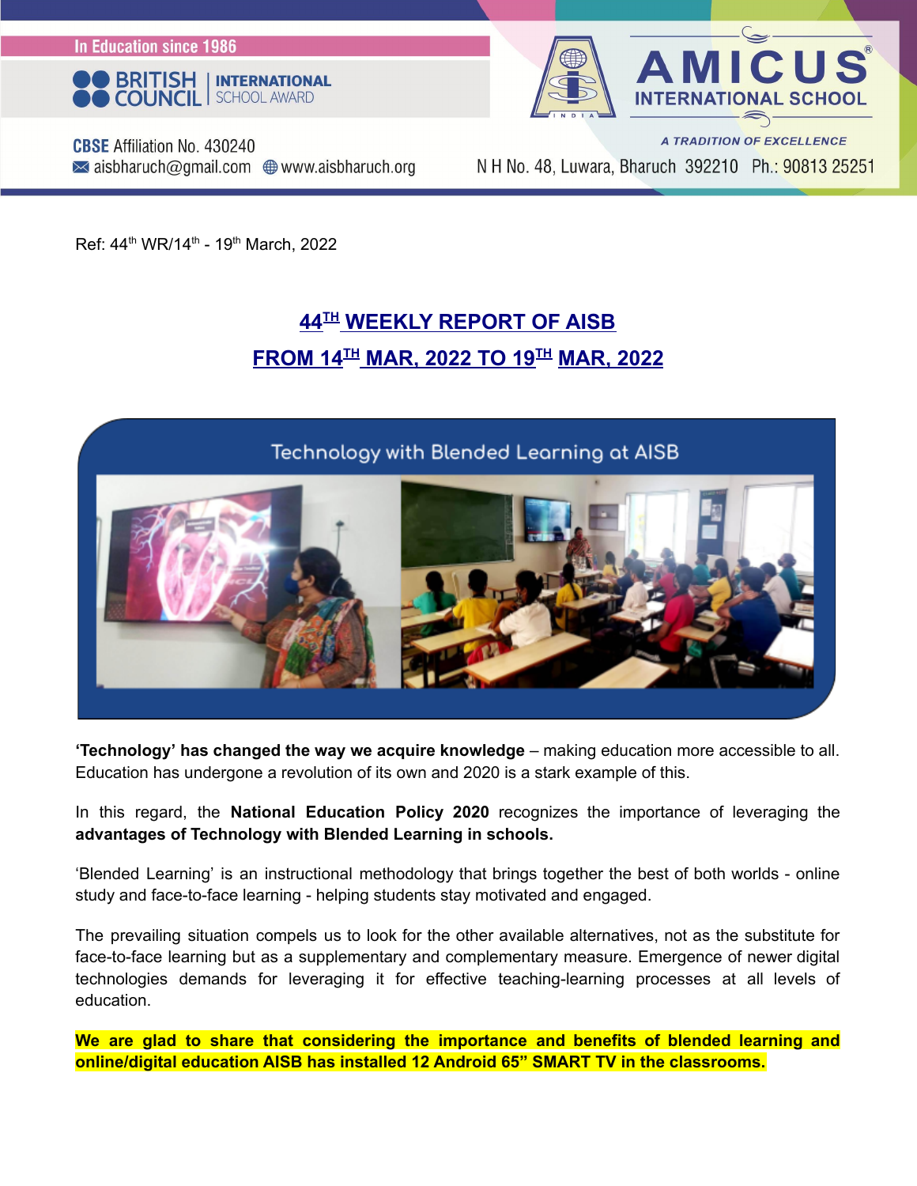In Education since 1986

BRITISH COUNCIL | INTERNATIONAL SCHOOL AWARD

**AMICUS INTERNATIONAL SCHOOL**

*A TRADITION OF EXCELLENCE*

**CBSE** Affiliation No. 430240
aisbharuch@gmail.com www.aisbharuch.org

N H No. 48, Luwara, Bharuch 392210 Ph.: 90813 25251

Ref: 44th WR/14th - 19th March, 2022

# 44TH WEEKLY REPORT OF AISB
# FROM 14TH MAR, 2022 TO 19TH MAR, 2022

Technology with Blended Learning at AISB

**'Technology' has changed the way we acquire knowledge** – making education more accessible to all. Education has undergone a revolution of its own and 2020 is a stark example of this.

In this regard, the **National Education Policy 2020** recognizes the importance of leveraging the **advantages of Technology with Blended Learning in schools.**

'Blended Learning' is an instructional methodology that brings together the best of both worlds - online study and face-to-face learning - helping students stay motivated and engaged.

The prevailing situation compels us to look for the other available alternatives, not as the substitute for face-to-face learning but as a supplementary and complementary measure. Emergence of newer digital technologies demands for leveraging it for effective teaching-learning processes at all levels of education.

**We are glad to share that considering the importance and benefits of blended learning and online/digital education AISB has installed 12 Android 65" SMART TV in the classrooms.**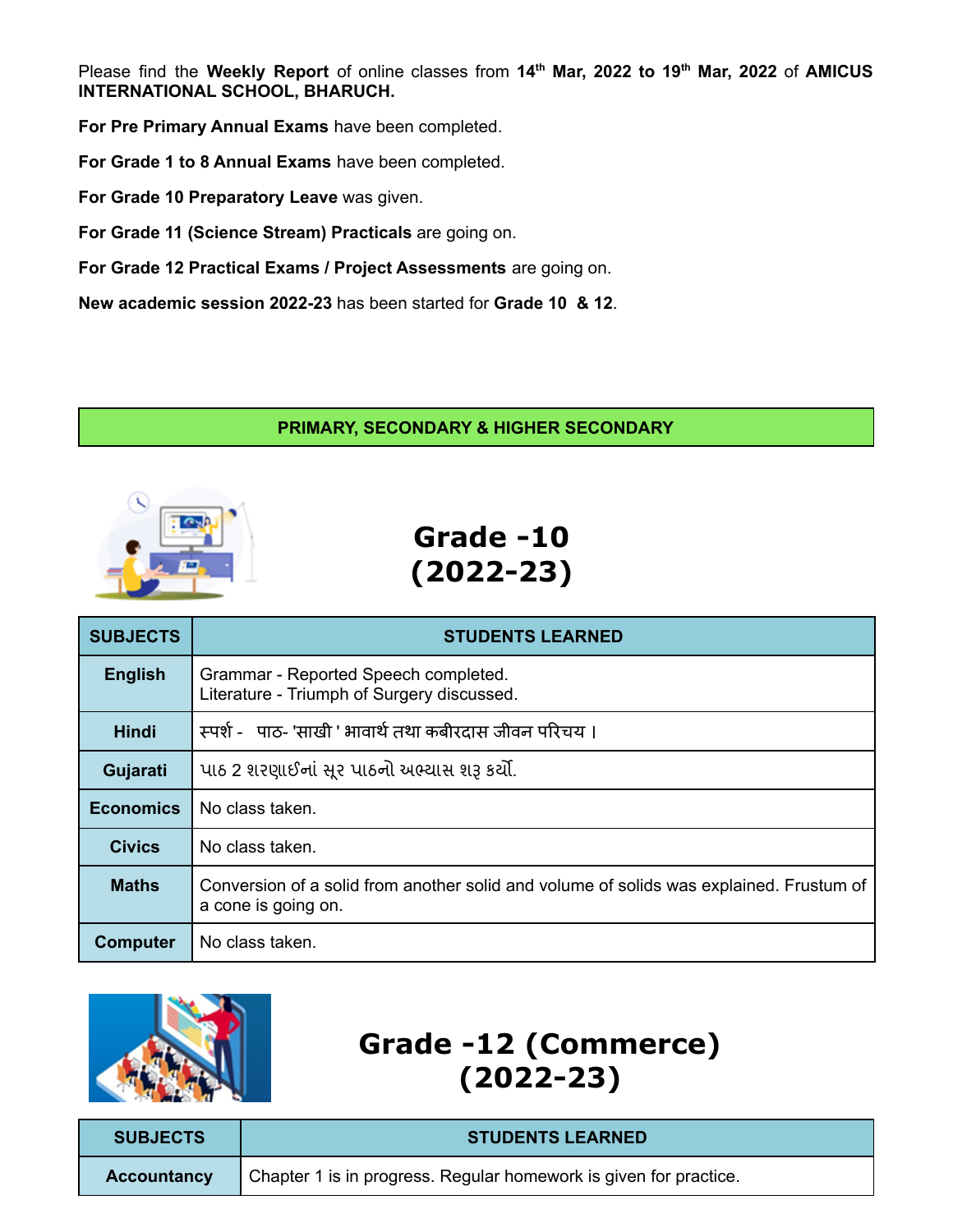Please find the **Weekly Report** of online classes from **14th Mar, 2022 to 19th Mar, 2022** of **AMICUS INTERNATIONAL SCHOOL, BHARUCH.**

**For Pre Primary Annual Exams** have been completed.

**For Grade 1 to 8 Annual Exams** have been completed.

**For Grade 10 Preparatory Leave** was given.

**For Grade 11 (Science Stream) Practicals** are going on.

**For Grade 12 Practical Exams / Project Assessments** are going on.

**New academic session 2022-23** has been started for **Grade 10 & 12**.

**PRIMARY, SECONDARY & HIGHER SECONDARY**

## Grade -10 (2022-23)

| SUBJECTS | STUDENTS LEARNED |
|---|---|
| **English** | Grammar - Reported Speech completed.<br>Literature - Triumph of Surgery discussed. |
| **Hindi** | स्पर्श - पाठ- 'साखी ' भावार्थ तथा कबीरदास जीवन परिचय । |
| **Gujarati** | પાઠ 2 શરણાઈનાં સૂર પાઠનો અભ્યાસ શરૂ કર્યો. |
| **Economics** | No class taken. |
| **Civics** | No class taken. |
| **Maths** | Conversion of a solid from another solid and volume of solids was explained. Frustum of a cone is going on. |
| **Computer** | No class taken. |

## Grade -12 (Commerce) (2022-23)

| SUBJECTS | STUDENTS LEARNED |
|---|---|
| **Accountancy** | Chapter 1 is in progress. Regular homework is given for practice. |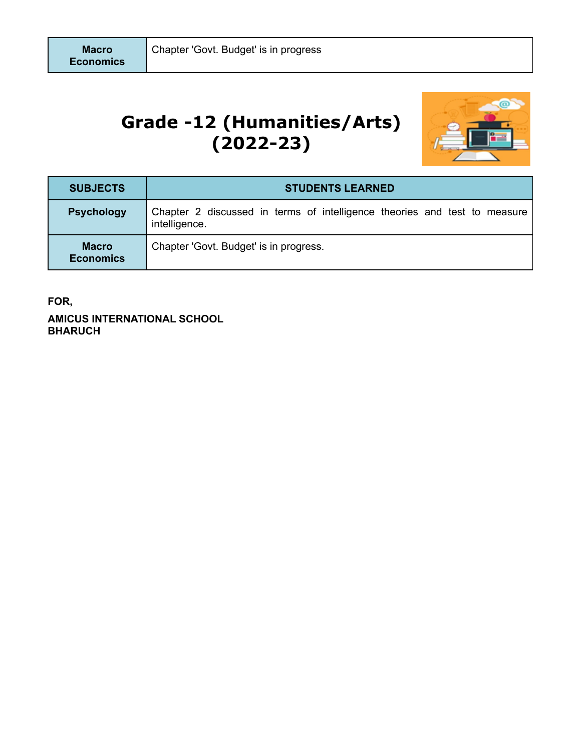| | |
|---|---|
| **Macro Economics** | Chapter 'Govt. Budget' is in progress |

# Grade -12 (Humanities/Arts) (2022-23)

| SUBJECTS | STUDENTS LEARNED |
|---|---|
| **Psychology** | Chapter 2 discussed in terms of intelligence theories and test to measure intelligence. |
| **Macro Economics** | Chapter 'Govt. Budget' is in progress. |

**FOR,**

**AMICUS INTERNATIONAL SCHOOL**
**BHARUCH**